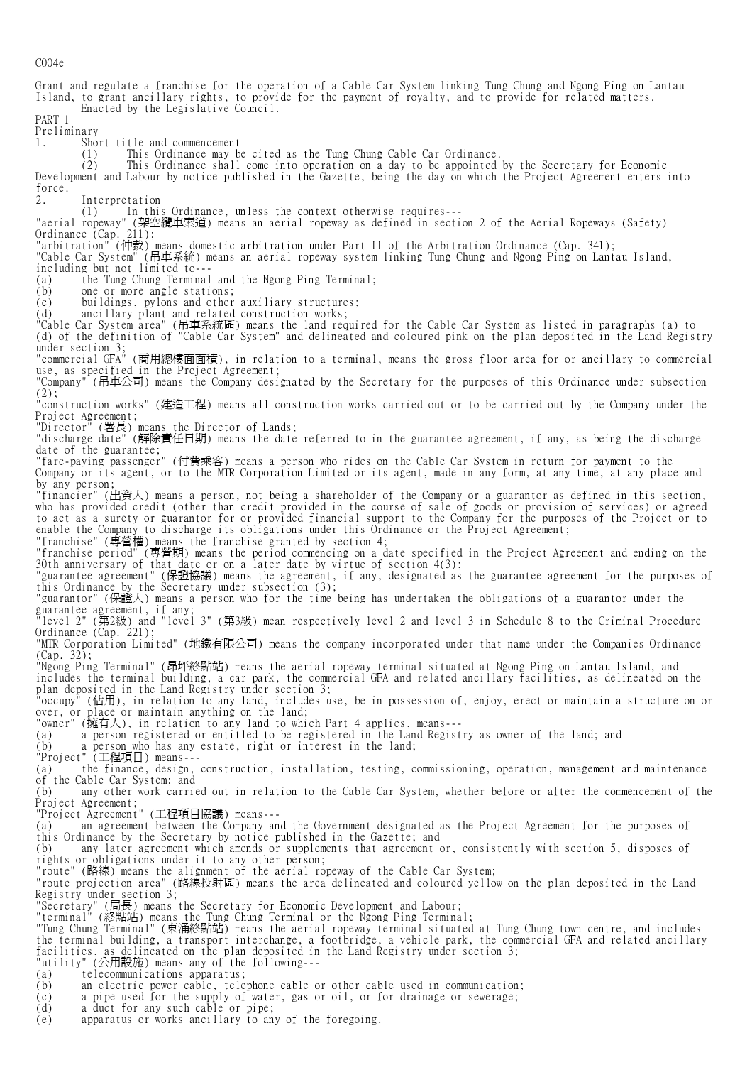C004e

Grant and regulate a franchise for the operation of a Cable Car System linking Tung Chung and Ngong Ping on Lantau Island, to grant ancillary rights, to provide for the payment of royalty, and to provide for related matters.

Enacted by the Legislative Council.

## PART 1

## Preliminary

### 1. Short title and commencement

(1) This Ordinance may be cited as the Tung Chung Cable Car Ordinance.

(2) This Ordinance shall come into operation on a day to be appointed by the Secretary for Economic Development and Labour by notice published in the Gazette, being the day on which the Project Agreement enters into force.

### 2. Interpretation

(1) In this Ordinance, unless the context otherwise requires---

"aerial ropeway" (架空纜車索道) means an aerial ropeway as defined in section 2 of the Aerial Ropeways (Safety) Ordinance (Cap. 211);

"arbitration" (仲裁) means domestic arbitration under Part II of the Arbitration Ordinance (Cap. 341);

"Cable Car System" (吊車系統) means an aerial ropeway system linking Tung Chung and Ngong Ping on Lantau Island, including but not limited to---

(a) the Tung Chung Terminal and the Ngong Ping Terminal;
(b) one or more angle stations;
(c) buildings, pylons and other auxiliary structures;
(d) ancillary plant and related construction works;

"Cable Car System area" (吊車系統區) means the land required for the Cable Car System as listed in paragraphs (a) to (d) of the definition of "Cable Car System" and delineated and coloured pink on the plan deposited in the Land Registry under section 3;

"commercial GFA" (商用總樓面面積), in relation to a terminal, means the gross floor area for or ancillary to commercial use, as specified in the Project Agreement;

"Company" (吊車公司) means the Company designated by the Secretary for the purposes of this Ordinance under subsection (2);

"construction works" (建造工程) means all construction works carried out or to be carried out by the Company under the Project Agreement;

"Director" (署長) means the Director of Lands;

"discharge date" (解除責任日期) means the date referred to in the guarantee agreement, if any, as being the discharge date of the guarantee;

"fare-paying passenger" (付費乘客) means a person who rides on the Cable Car System in return for payment to the Company or its agent, or to the MTR Corporation Limited or its agent, made in any form, at any time, at any place and by any person;

"financier" (出資人) means a person, not being a shareholder of the Company or a guarantor as defined in this section, who has provided credit (other than credit provided in the course of sale of goods or provision of services) or agreed to act as a surety or guarantor for or provided financial support to the Company for the purposes of the Project or to enable the Company to discharge its obligations under this Ordinance or the Project Agreement;

"franchise" (專營權) means the franchise granted by section 4;

"franchise period" (專營期) means the period commencing on a date specified in the Project Agreement and ending on the 30th anniversary of that date or on a later date by virtue of section 4(3);

"guarantee agreement" (保證協議) means the agreement, if any, designated as the guarantee agreement for the purposes of this Ordinance by the Secretary under subsection (3);

"guarantor" (保證人) means a person who for the time being has undertaken the obligations of a guarantor under the guarantee agreement, if any;

"level 2" (第2級) and "level 3" (第3級) mean respectively level 2 and level 3 in Schedule 8 to the Criminal Procedure Ordinance (Cap. 221);

"MTR Corporation Limited" (地鐵有限公司) means the company incorporated under that name under the Companies Ordinance (Cap. 32);

"Ngong Ping Terminal" (昂坪終點站) means the aerial ropeway terminal situated at Ngong Ping on Lantau Island, and includes the terminal building, a car park, the commercial GFA and related ancillary facilities, as delineated on the plan deposited in the Land Registry under section 3;

"occupy" (佔用), in relation to any land, includes use, be in possession of, enjoy, erect or maintain a structure on or over, or place or maintain anything on the land;

"owner" (擁有人), in relation to any land to which Part 4 applies, means---

(a) a person registered or entitled to be registered in the Land Registry as owner of the land; and
(b) a person who has any estate, right or interest in the land;

"Project" (工程項目) means---

(a) the finance, design, construction, installation, testing, commissioning, operation, management and maintenance of the Cable Car System; and
(b) any other work carried out in relation to the Cable Car System, whether before or after the commencement of the Project Agreement;

"Project Agreement" (工程項目協議) means---

(a) an agreement between the Company and the Government designated as the Project Agreement for the purposes of this Ordinance by the Secretary by notice published in the Gazette; and
(b) any later agreement which amends or supplements that agreement or, consistently with section 5, disposes of rights or obligations under it to any other person;

"route" (路線) means the alignment of the aerial ropeway of the Cable Car System;

"route projection area" (路線投射區) means the area delineated and coloured yellow on the plan deposited in the Land Registry under section 3;

"Secretary" (局長) means the Secretary for Economic Development and Labour;

"terminal" (終點站) means the Tung Chung Terminal or the Ngong Ping Terminal;

"Tung Chung Terminal" (東涌終點站) means the aerial ropeway terminal situated at Tung Chung town centre, and includes the terminal building, a transport interchange, a footbridge, a vehicle park, the commercial GFA and related ancillary facilities, as delineated on the plan deposited in the Land Registry under section 3;

"utility" (公用設施) means any of the following---

(a) telecommunications apparatus;
(b) an electric power cable, telephone cable or other cable used in communication;
(c) a pipe used for the supply of water, gas or oil, or for drainage or sewerage;
(d) a duct for any such cable or pipe;
(e) apparatus or works ancillary to any of the foregoing.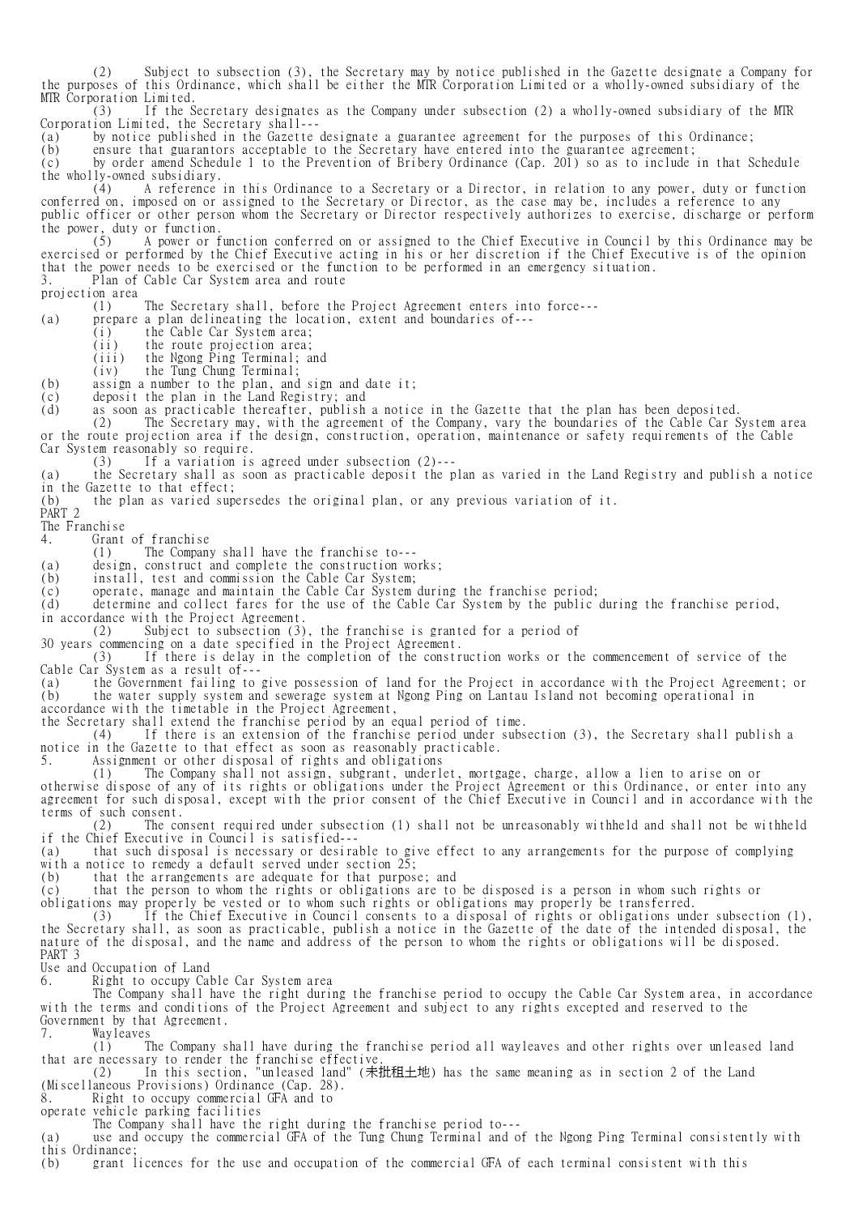(2) Subject to subsection (3), the Secretary may by notice published in the Gazette designate a Company for the purposes of this Ordinance, which shall be either the MTR Corporation Limited or a wholly-owned subsidiary of the MTR Corporation Limited.

(3) If the Secretary designates as the Company under subsection (2) a wholly-owned subsidiary of the MTR Corporation Limited, the Secretary shall---

(a) by notice published in the Gazette designate a guarantee agreement for the purposes of this Ordinance;

(b) ensure that guarantors acceptable to the Secretary have entered into the guarantee agreement;

(c) by order amend Schedule 1 to the Prevention of Bribery Ordinance (Cap. 201) so as to include in that Schedule the wholly-owned subsidiary.

(4) A reference in this Ordinance to a Secretary or a Director, in relation to any power, duty or function conferred on, imposed on or assigned to the Secretary or Director, as the case may be, includes a reference to any public officer or other person whom the Secretary or Director respectively authorizes to exercise, discharge or perform the power, duty or function.

(5) A power or function conferred on or assigned to the Chief Executive in Council by this Ordinance may be exercised or performed by the Chief Executive acting in his or her discretion if the Chief Executive is of the opinion that the power needs to be exercised or the function to be performed in an emergency situation.

### 3. Plan of Cable Car System area and route projection area

(1) The Secretary shall, before the Project Agreement enters into force---

(a) prepare a plan delineating the location, extent and boundaries of---

(i) the Cable Car System area;

(ii) the route projection area;

(iii) the Ngong Ping Terminal; and

(iv) the Tung Chung Terminal;

(b) assign a number to the plan, and sign and date it;

(c) deposit the plan in the Land Registry; and

(d) as soon as practicable thereafter, publish a notice in the Gazette that the plan has been deposited.

(2) The Secretary may, with the agreement of the Company, vary the boundaries of the Cable Car System area or the route projection area if the design, construction, operation, maintenance or safety requirements of the Cable Car System reasonably so require.

(3) If a variation is agreed under subsection (2)---

(a) the Secretary shall as soon as practicable deposit the plan as varied in the Land Registry and publish a notice in the Gazette to that effect;

(b) the plan as varied supersedes the original plan, or any previous variation of it.

## PART 2

## The Franchise

### 4. Grant of franchise

(1) The Company shall have the franchise to---

(a) design, construct and complete the construction works;

(b) install, test and commission the Cable Car System;

(c) operate, manage and maintain the Cable Car System during the franchise period;

(d) determine and collect fares for the use of the Cable Car System by the public during the franchise period,

in accordance with the Project Agreement.

(2) Subject to subsection (3), the franchise is granted for a period of 30 years commencing on a date specified in the Project Agreement.

(3) If there is delay in the completion of the construction works or the commencement of service of the Cable Car System as a result of---

(a) the Government failing to give possession of land for the Project in accordance with the Project Agreement; or

(b) the water supply system and sewerage system at Ngong Ping on Lantau Island not becoming operational in accordance with the timetable in the Project Agreement,

the Secretary shall extend the franchise period by an equal period of time.

(4) If there is an extension of the franchise period under subsection (3), the Secretary shall publish a notice in the Gazette to that effect as soon as reasonably practicable.

### 5. Assignment or other disposal of rights and obligations

(1) The Company shall not assign, subgrant, underlet, mortgage, charge, allow a lien to arise on or otherwise dispose of any of its rights or obligations under the Project Agreement or this Ordinance, or enter into any agreement for such disposal, except with the prior consent of the Chief Executive in Council and in accordance with the terms of such consent.

(2) The consent required under subsection (1) shall not be unreasonably withheld and shall not be withheld if the Chief Executive in Council is satisfied---

(a) that such disposal is necessary or desirable to give effect to any arrangements for the purpose of complying with a notice to remedy a default served under section 25;

(b) that the arrangements are adequate for that purpose; and

(c) that the person to whom the rights or obligations are to be disposed is a person in whom such rights or obligations may properly be vested or to whom such rights or obligations may properly be transferred.

(3) If the Chief Executive in Council consents to a disposal of rights or obligations under subsection (1), the Secretary shall, as soon as practicable, publish a notice in the Gazette of the date of the intended disposal, the nature of the disposal, and the name and address of the person to whom the rights or obligations will be disposed.

## PART 3

## Use and Occupation of Land

### 6. Right to occupy Cable Car System area

The Company shall have the right during the franchise period to occupy the Cable Car System area, in accordance with the terms and conditions of the Project Agreement and subject to any rights excepted and reserved to the Government by that Agreement.

### 7. Wayleaves

(1) The Company shall have during the franchise period all wayleaves and other rights over unleased land that are necessary to render the franchise effective.

(2) In this section, "unleased land" (未批租土地) has the same meaning as in section 2 of the Land (Miscellaneous Provisions) Ordinance (Cap. 28).

### 8. Right to occupy commercial GFA and to operate vehicle parking facilities

The Company shall have the right during the franchise period to---

(a) use and occupy the commercial GFA of the Tung Chung Terminal and of the Ngong Ping Terminal consistently with this Ordinance;

(b) grant licences for the use and occupation of the commercial GFA of each terminal consistent with this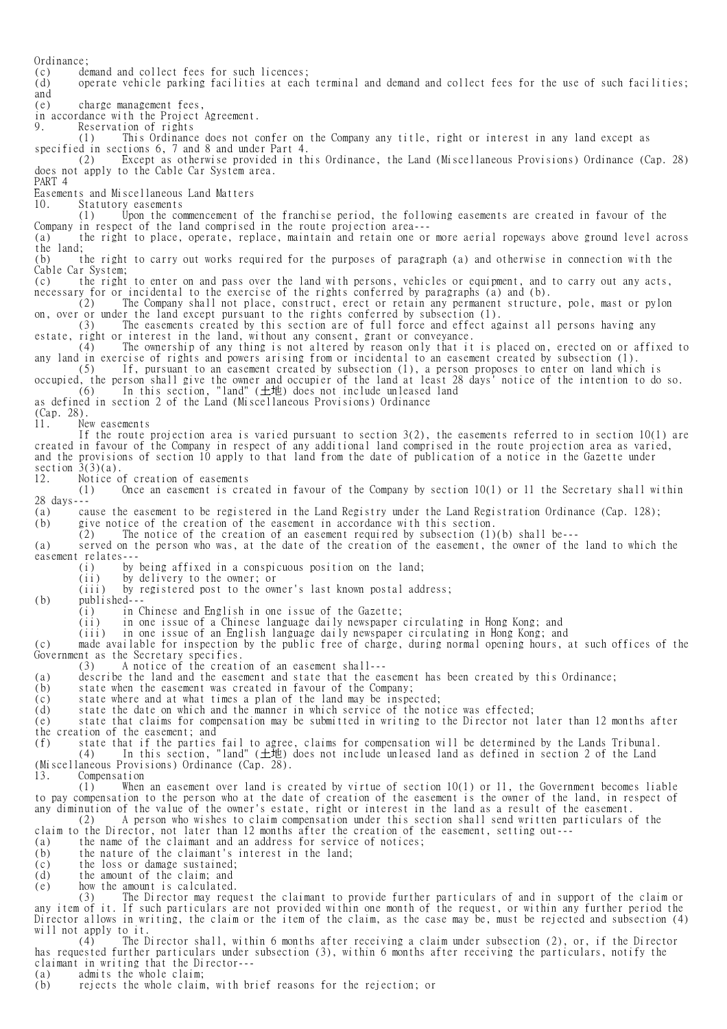Ordinance;

(c) demand and collect fees for such licences;

(d) operate vehicle parking facilities at each terminal and demand and collect fees for the use of such facilities; and

(e) charge management fees,

in accordance with the Project Agreement.

### 9. Reservation of rights

(1) This Ordinance does not confer on the Company any title, right or interest in any land except as specified in sections 6, 7 and 8 and under Part 4.

(2) Except as otherwise provided in this Ordinance, the Land (Miscellaneous Provisions) Ordinance (Cap. 28) does not apply to the Cable Car System area.

## PART 4

## Easements and Miscellaneous Land Matters

### 10. Statutory easements

(1) Upon the commencement of the franchise period, the following easements are created in favour of the Company in respect of the land comprised in the route projection area---

(a) the right to place, operate, replace, maintain and retain one or more aerial ropeways above ground level across the land;

(b) the right to carry out works required for the purposes of paragraph (a) and otherwise in connection with the Cable Car System;

(c) the right to enter on and pass over the land with persons, vehicles or equipment, and to carry out any acts, necessary for or incidental to the exercise of the rights conferred by paragraphs (a) and (b).

(2) The Company shall not place, construct, erect or retain any permanent structure, pole, mast or pylon on, over or under the land except pursuant to the rights conferred by subsection (1).

(3) The easements created by this section are of full force and effect against all persons having any estate, right or interest in the land, without any consent, grant or conveyance.

(4) The ownership of any thing is not altered by reason only that it is placed on, erected on or affixed to any land in exercise of rights and powers arising from or incidental to an easement created by subsection (1).

(5) If, pursuant to an easement created by subsection (1), a person proposes to enter on land which is occupied, the person shall give the owner and occupier of the land at least 28 days' notice of the intention to do so.

(6) In this section, "land" (土地) does not include unleased land as defined in section 2 of the Land (Miscellaneous Provisions) Ordinance (Cap. 28).

### 11. New easements

If the route projection area is varied pursuant to section 3(2), the easements referred to in section 10(1) are created in favour of the Company in respect of any additional land comprised in the route projection area as varied, and the provisions of section 10 apply to that land from the date of publication of a notice in the Gazette under section 3(3)(a).

### 12. Notice of creation of easements

(1) Once an easement is created in favour of the Company by section 10(1) or 11 the Secretary shall within 28 days---

(a) cause the easement to be registered in the Land Registry under the Land Registration Ordinance (Cap. 128);

(b) give notice of the creation of the easement in accordance with this section.

(2) The notice of the creation of an easement required by subsection (1)(b) shall be---

(a) served on the person who was, at the date of the creation of the easement, the owner of the land to which the easement relates---

(i) by being affixed in a conspicuous position on the land;

(ii) by delivery to the owner; or

(iii) by registered post to the owner's last known postal address;

(b) published---

(i) in Chinese and English in one issue of the Gazette;

(ii) in one issue of a Chinese language daily newspaper circulating in Hong Kong; and

(iii) in one issue of an English language daily newspaper circulating in Hong Kong; and

(c) made available for inspection by the public free of charge, during normal opening hours, at such offices of the Government as the Secretary specifies.

(3) A notice of the creation of an easement shall---

(a) describe the land and the easement and state that the easement has been created by this Ordinance;

(b) state when the easement was created in favour of the Company;

(c) state where and at what times a plan of the land may be inspected;

(d) state the date on which and the manner in which service of the notice was effected;

(e) state that claims for compensation may be submitted in writing to the Director not later than 12 months after the creation of the easement; and

(f) state that if the parties fail to agree, claims for compensation will be determined by the Lands Tribunal.

(4) In this section, "land" (土地) does not include unleased land as defined in section 2 of the Land (Miscellaneous Provisions) Ordinance (Cap. 28).

### 13. Compensation

(1) When an easement over land is created by virtue of section 10(1) or 11, the Government becomes liable to pay compensation to the person who at the date of creation of the easement is the owner of the land, in respect of any diminution of the value of the owner's estate, right or interest in the land as a result of the easement.

(2) A person who wishes to claim compensation under this section shall send written particulars of the claim to the Director, not later than 12 months after the creation of the easement, setting out---

(a) the name of the claimant and an address for service of notices;

(b) the nature of the claimant's interest in the land;

(c) the loss or damage sustained;

(d) the amount of the claim; and

(e) how the amount is calculated.

(3) The Director may request the claimant to provide further particulars of and in support of the claim or any item of it. If such particulars are not provided within one month of the request, or within any further period the Director allows in writing, the claim or the item of the claim, as the case may be, must be rejected and subsection (4) will not apply to it.

(4) The Director shall, within 6 months after receiving a claim under subsection (2), or, if the Director has requested further particulars under subsection (3), within 6 months after receiving the particulars, notify the claimant in writing that the Director---

(a) admits the whole claim;

(b) rejects the whole claim, with brief reasons for the rejection; or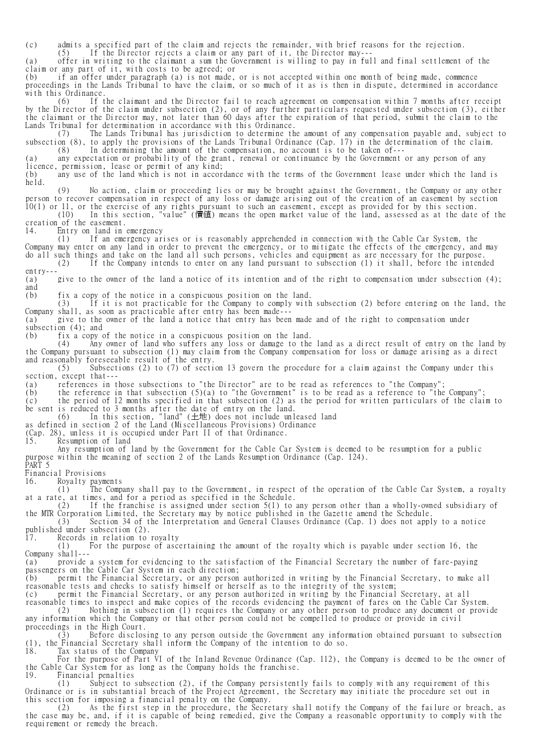(c) admits a specified part of the claim and rejects the remainder, with brief reasons for the rejection.

(5) If the Director rejects a claim or any part of it, the Director may---

(a) offer in writing to the claimant a sum the Government is willing to pay in full and final settlement of the claim or any part of it, with costs to be agreed; or

(b) if an offer under paragraph (a) is not made, or is not accepted within one month of being made, commence proceedings in the Lands Tribunal to have the claim, or so much of it as is then in dispute, determined in accordance with this Ordinance.

(6) If the claimant and the Director fail to reach agreement on compensation within 7 months after receipt by the Director of the claim under subsection (2), or of any further particulars requested under subsection (3), either the claimant or the Director may, not later than 60 days after the expiration of that period, submit the claim to the Lands Tribunal for determination in accordance with this Ordinance.

(7) The Lands Tribunal has jurisdiction to determine the amount of any compensation payable and, subject to subsection (8), to apply the provisions of the Lands Tribunal Ordinance (Cap. 17) in the determination of the claim.

(8) In determining the amount of the compensation, no account is to be taken of---

(a) any expectation or probability of the grant, renewal or continuance by the Government or any person of any licence, permission, lease or permit of any kind;

(b) any use of the land which is not in accordance with the terms of the Government lease under which the land is held.

(9) No action, claim or proceeding lies or may be brought against the Government, the Company or any other person to recover compensation in respect of any loss or damage arising out of the creation of an easement by section 10(1) or 11, or the exercise of any rights pursuant to such an easement, except as provided for by this section.

(10) In this section, "value" (價值) means the open market value of the land, assessed as at the date of the creation of the easement.

14. Entry on land in emergency

(1) If an emergency arises or is reasonably apprehended in connection with the Cable Car System, the Company may enter on any land in order to prevent the emergency, or to mitigate the effects of the emergency, and may do all such things and take on the land all such persons, vehicles and equipment as are necessary for the purpose.

(2) If the Company intends to enter on any land pursuant to subsection (1) it shall, before the intended entry---

(a) give to the owner of the land a notice of its intention and of the right to compensation under subsection (4); and

(b) fix a copy of the notice in a conspicuous position on the land.

(3) If it is not practicable for the Company to comply with subsection (2) before entering on the land, the Company shall, as soon as practicable after entry has been made---

(a) give to the owner of the land a notice that entry has been made and of the right to compensation under subsection (4); and

(b) fix a copy of the notice in a conspicuous position on the land.

(4) Any owner of land who suffers any loss or damage to the land as a direct result of entry on the land by the Company pursuant to subsection (1) may claim from the Company compensation for loss or damage arising as a direct and reasonably foreseeable result of the entry.

(5) Subsections (2) to (7) of section 13 govern the procedure for a claim against the Company under this section, except that---

(a) references in those subsections to "the Director" are to be read as references to "the Company";

(b) the reference in that subsection (5)(a) to "the Government" is to be read as a reference to "the Company";

(c) the period of 12 months specified in that subsection (2) as the period for written particulars of the claim to be sent is reduced to 3 months after the date of entry on the land.

(6) In this section, "land" (土地) does not include unleased land as defined in section 2 of the Land (Miscellaneous Provisions) Ordinance (Cap. 28), unless it is occupied under Part II of that Ordinance.

15. Resumption of land

Any resumption of land by the Government for the Cable Car System is deemed to be resumption for a public purpose within the meaning of section 2 of the Lands Resumption Ordinance (Cap. 124).

PART 5

Financial Provisions

16. Royalty payments

(1) The Company shall pay to the Government, in respect of the operation of the Cable Car System, a royalty at a rate, at times, and for a period as specified in the Schedule.

(2) If the franchise is assigned under section 5(1) to any person other than a wholly-owned subsidiary of the MTR Corporation Limited, the Secretary may by notice published in the Gazette amend the Schedule.

(3) Section 34 of the Interpretation and General Clauses Ordinance (Cap. 1) does not apply to a notice published under subsection (2).

17. Records in relation to royalty

(1) For the purpose of ascertaining the amount of the royalty which is payable under section 16, the Company shall---

(a) provide a system for evidencing to the satisfaction of the Financial Secretary the number of fare-paying passengers on the Cable Car System in each direction;

(b) permit the Financial Secretary, or any person authorized in writing by the Financial Secretary, to make all reasonable tests and checks to satisfy himself or herself as to the integrity of the system;

(c) permit the Financial Secretary, or any person authorized in writing by the Financial Secretary, at all reasonable times to inspect and make copies of the records evidencing the payment of fares on the Cable Car System.

(2) Nothing in subsection (1) requires the Company or any other person to produce any document or provide any information which the Company or that other person could not be compelled to produce or provide in civil proceedings in the High Court.

(3) Before disclosing to any person outside the Government any information obtained pursuant to subsection (1), the Financial Secretary shall inform the Company of the intention to do so.

18. Tax status of the Company

For the purpose of Part VI of the Inland Revenue Ordinance (Cap. 112), the Company is deemed to be the owner of the Cable Car System for as long as the Company holds the franchise.

19. Financial penalties

(1) Subject to subsection (2), if the Company persistently fails to comply with any requirement of this Ordinance or is in substantial breach of the Project Agreement, the Secretary may initiate the procedure set out in this section for imposing a financial penalty on the Company.

(2) As the first step in the procedure, the Secretary shall notify the Company of the failure or breach, as the case may be, and, if it is capable of being remedied, give the Company a reasonable opportunity to comply with the requirement or remedy the breach.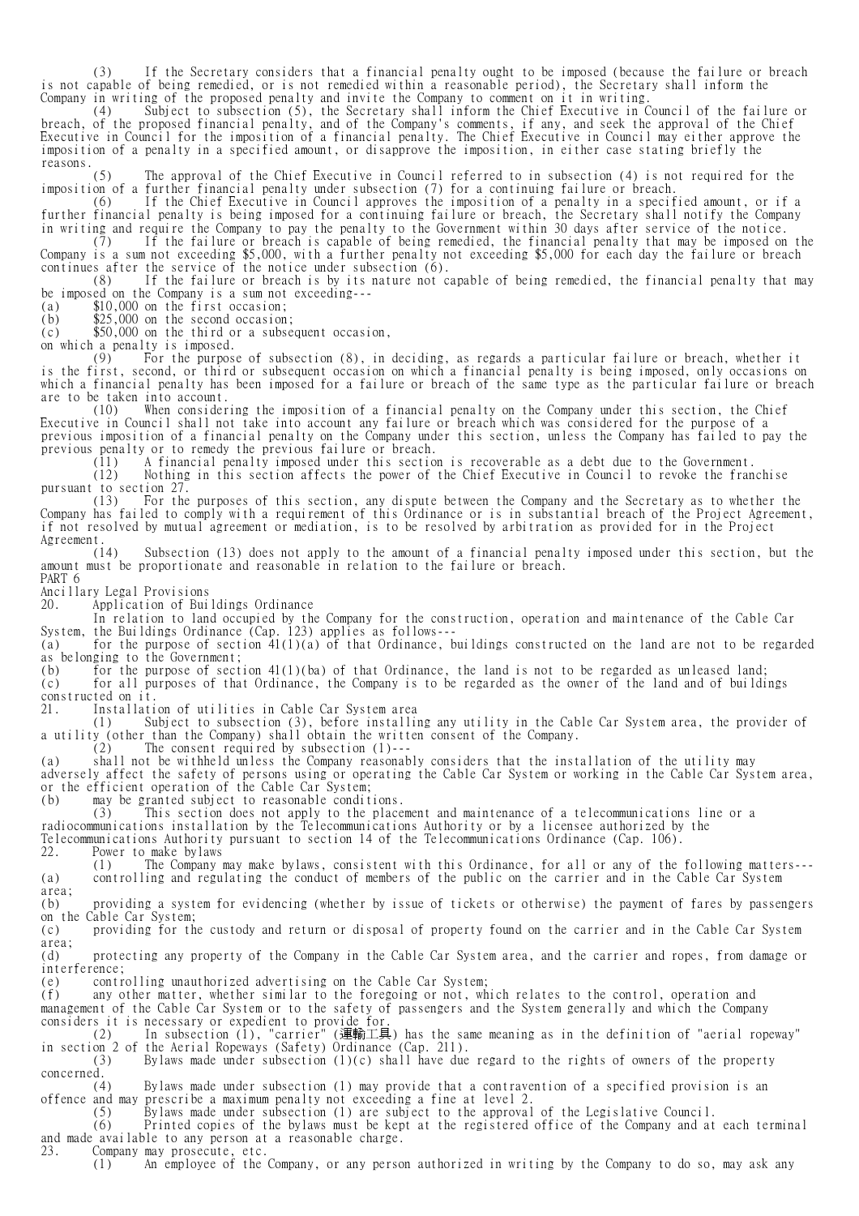(3) If the Secretary considers that a financial penalty ought to be imposed (because the failure or breach is not capable of being remedied, or is not remedied within a reasonable period), the Secretary shall inform the Company in writing of the proposed penalty and invite the Company to comment on it in writing.

(4) Subject to subsection (5), the Secretary shall inform the Chief Executive in Council of the failure or breach, of the proposed financial penalty, and of the Company's comments, if any, and seek the approval of the Chief Executive in Council for the imposition of a financial penalty. The Chief Executive in Council may either approve the imposition of a penalty in a specified amount, or disapprove the imposition, in either case stating briefly the reasons.

(5) The approval of the Chief Executive in Council referred to in subsection (4) is not required for the imposition of a further financial penalty under subsection (7) for a continuing failure or breach.

(6) If the Chief Executive in Council approves the imposition of a penalty in a specified amount, or if a further financial penalty is being imposed for a continuing failure or breach, the Secretary shall notify the Company in writing and require the Company to pay the penalty to the Government within 30 days after service of the notice.

(7) If the failure or breach is capable of being remedied, the financial penalty that may be imposed on the Company is a sum not exceeding $5,000, with a further penalty not exceeding $5,000 for each day the failure or breach continues after the service of the notice under subsection (6).

(8) If the failure or breach is by its nature not capable of being remedied, the financial penalty that may be imposed on the Company is a sum not exceeding---

(a) $10,000 on the first occasion;
(b) $25,000 on the second occasion;
(c) $50,000 on the third or a subsequent occasion,

on which a penalty is imposed.

(9) For the purpose of subsection (8), in deciding, as regards a particular failure or breach, whether it is the first, second, or third or subsequent occasion on which a financial penalty is being imposed, only occasions on which a financial penalty has been imposed for a failure or breach of the same type as the particular failure or breach are to be taken into account.

(10) When considering the imposition of a financial penalty on the Company under this section, the Chief Executive in Council shall not take into account any failure or breach which was considered for the purpose of a previous imposition of a financial penalty on the Company under this section, unless the Company has failed to pay the previous penalty or to remedy the previous failure or breach.

(11) A financial penalty imposed under this section is recoverable as a debt due to the Government.

(12) Nothing in this section affects the power of the Chief Executive in Council to revoke the franchise pursuant to section 27.

(13) For the purposes of this section, any dispute between the Company and the Secretary as to whether the Company has failed to comply with a requirement of this Ordinance or is in substantial breach of the Project Agreement, if not resolved by mutual agreement or mediation, is to be resolved by arbitration as provided for in the Project Agreement.

(14) Subsection (13) does not apply to the amount of a financial penalty imposed under this section, but the amount must be proportionate and reasonable in relation to the failure or breach.

## PART 6
## Ancillary Legal Provisions

### 20. Application of Buildings Ordinance

In relation to land occupied by the Company for the construction, operation and maintenance of the Cable Car System, the Buildings Ordinance (Cap. 123) applies as follows---

(a) for the purpose of section 41(1)(a) of that Ordinance, buildings constructed on the land are not to be regarded as belonging to the Government;
(b) for the purpose of section 41(1)(ba) of that Ordinance, the land is not to be regarded as unleased land;
(c) for all purposes of that Ordinance, the Company is to be regarded as the owner of the land and of buildings constructed on it.

### 21. Installation of utilities in Cable Car System area

(1) Subject to subsection (3), before installing any utility in the Cable Car System area, the provider of a utility (other than the Company) shall obtain the written consent of the Company.

(2) The consent required by subsection (1)---

(a) shall not be withheld unless the Company reasonably considers that the installation of the utility may adversely affect the safety of persons using or operating the Cable Car System or working in the Cable Car System area, or the efficient operation of the Cable Car System;
(b) may be granted subject to reasonable conditions.

(3) This section does not apply to the placement and maintenance of a telecommunications line or a radiocommunications installation by the Telecommunications Authority or by a licensee authorized by the Telecommunications Authority pursuant to section 14 of the Telecommunications Ordinance (Cap. 106).

### 22. Power to make bylaws

(1) The Company may make bylaws, consistent with this Ordinance, for all or any of the following matters---

(a) controlling and regulating the conduct of members of the public on the carrier and in the Cable Car System area;
(b) providing a system for evidencing (whether by issue of tickets or otherwise) the payment of fares by passengers on the Cable Car System;
(c) providing for the custody and return or disposal of property found on the carrier and in the Cable Car System area;
(d) protecting any property of the Company in the Cable Car System area, and the carrier and ropes, from damage or interference;
(e) controlling unauthorized advertising on the Cable Car System;
(f) any other matter, whether similar to the foregoing or not, which relates to the control, operation and management of the Cable Car System or to the safety of passengers and the System generally and which the Company considers it is necessary or expedient to provide for.

(2) In subsection (1), "carrier" (運輸工具) has the same meaning as in the definition of "aerial ropeway" in section 2 of the Aerial Ropeways (Safety) Ordinance (Cap. 211).

(3) Bylaws made under subsection (1)(c) shall have due regard to the rights of owners of the property concerned.

(4) Bylaws made under subsection (1) may provide that a contravention of a specified provision is an offence and may prescribe a maximum penalty not exceeding a fine at level 2.

(5) Bylaws made under subsection (1) are subject to the approval of the Legislative Council.

(6) Printed copies of the bylaws must be kept at the registered office of the Company and at each terminal and made available to any person at a reasonable charge.

### 23. Company may prosecute, etc.

(1) An employee of the Company, or any person authorized in writing by the Company to do so, may ask any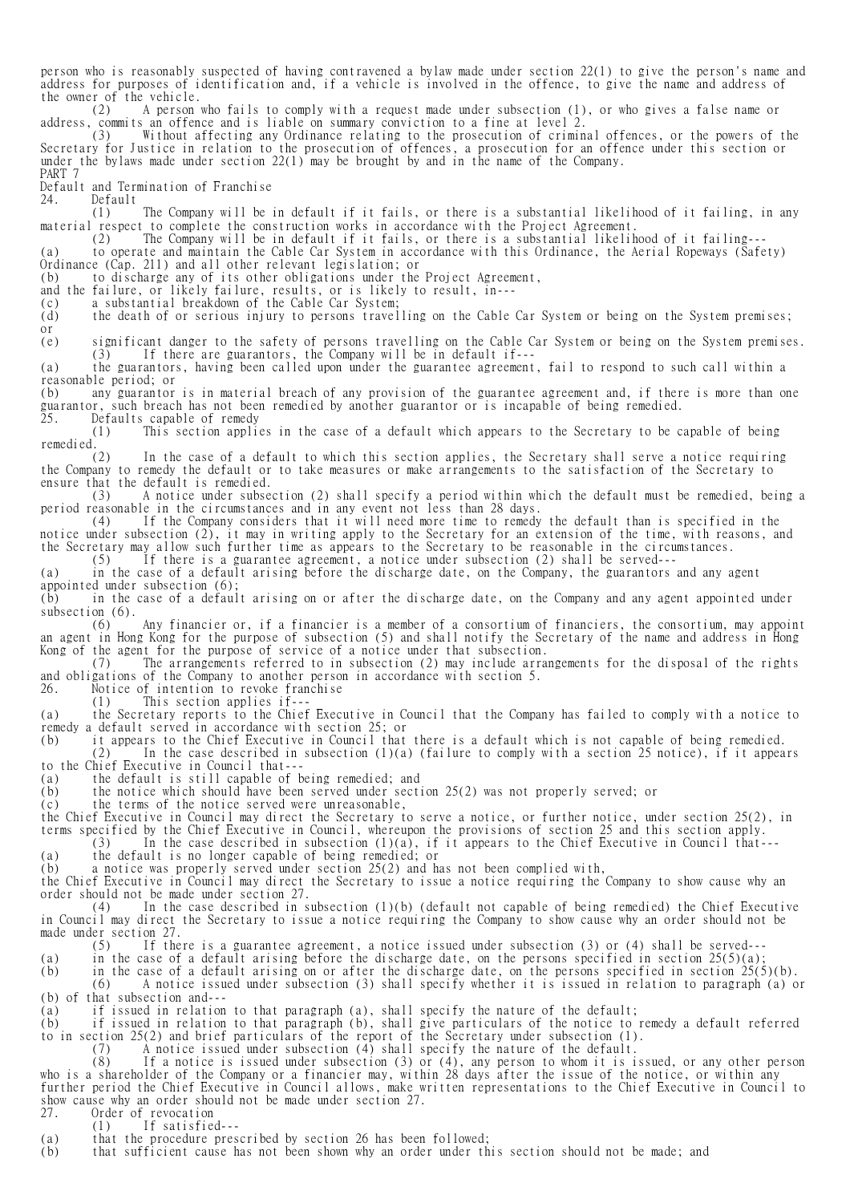person who is reasonably suspected of having contravened a bylaw made under section 22(1) to give the person's name and address for purposes of identification and, if a vehicle is involved in the offence, to give the name and address of the owner of the vehicle.

(2) A person who fails to comply with a request made under subsection (1), or who gives a false name or address, commits an offence and is liable on summary conviction to a fine at level 2.

(3) Without affecting any Ordinance relating to the prosecution of criminal offences, or the powers of the Secretary for Justice in relation to the prosecution of offences, a prosecution for an offence under this section or under the bylaws made under section 22(1) may be brought by and in the name of the Company.

## PART 7

## Default and Termination of Franchise

### 24. Default

(1) The Company will be in default if it fails, or there is a substantial likelihood of it failing, in any material respect to complete the construction works in accordance with the Project Agreement.

(2) The Company will be in default if it fails, or there is a substantial likelihood of it failing---

(a) to operate and maintain the Cable Car System in accordance with this Ordinance, the Aerial Ropeways (Safety) Ordinance (Cap. 211) and all other relevant legislation; or

(b) to discharge any of its other obligations under the Project Agreement,

and the failure, or likely failure, results, or is likely to result, in---

(c) a substantial breakdown of the Cable Car System;

(d) the death of or serious injury to persons travelling on the Cable Car System or being on the System premises; or

(e) significant danger to the safety of persons travelling on the Cable Car System or being on the System premises.

(3) If there are guarantors, the Company will be in default if---

(a) the guarantors, having been called upon under the guarantee agreement, fail to respond to such call within a reasonable period; or

(b) any guarantor is in material breach of any provision of the guarantee agreement and, if there is more than one guarantor, such breach has not been remedied by another guarantor or is incapable of being remedied.

### 25. Defaults capable of remedy

(1) This section applies in the case of a default which appears to the Secretary to be capable of being remedied.

(2) In the case of a default to which this section applies, the Secretary shall serve a notice requiring the Company to remedy the default or to take measures or make arrangements to the satisfaction of the Secretary to ensure that the default is remedied.

(3) A notice under subsection (2) shall specify a period within which the default must be remedied, being a period reasonable in the circumstances and in any event not less than 28 days.

(4) If the Company considers that it will need more time to remedy the default than is specified in the notice under subsection (2), it may in writing apply to the Secretary for an extension of the time, with reasons, and the Secretary may allow such further time as appears to the Secretary to be reasonable in the circumstances.

(5) If there is a guarantee agreement, a notice under subsection (2) shall be served---

(a) in the case of a default arising before the discharge date, on the Company, the guarantors and any agent appointed under subsection (6);

(b) in the case of a default arising on or after the discharge date, on the Company and any agent appointed under subsection (6).

(6) Any financier or, if a financier is a member of a consortium of financiers, the consortium, may appoint an agent in Hong Kong for the purpose of subsection (5) and shall notify the Secretary of the name and address in Hong Kong of the agent for the purpose of service of a notice under that subsection.

(7) The arrangements referred to in subsection (2) may include arrangements for the disposal of the rights and obligations of the Company to another person in accordance with section 5.

### 26. Notice of intention to revoke franchise

(1) This section applies if---

(a) the Secretary reports to the Chief Executive in Council that the Company has failed to comply with a notice to remedy a default served in accordance with section 25; or

(b) it appears to the Chief Executive in Council that there is a default which is not capable of being remedied.

(2) In the case described in subsection (1)(a) (failure to comply with a section 25 notice), if it appears to the Chief Executive in Council that---

(a) the default is still capable of being remedied; and

(b) the notice which should have been served under section 25(2) was not properly served; or

(c) the terms of the notice served were unreasonable,

the Chief Executive in Council may direct the Secretary to serve a notice, or further notice, under section 25(2), in terms specified by the Chief Executive in Council, whereupon the provisions of section 25 and this section apply.

(3) In the case described in subsection (1)(a), if it appears to the Chief Executive in Council that---

(a) the default is no longer capable of being remedied; or

(b) a notice was properly served under section 25(2) and has not been complied with,

the Chief Executive in Council may direct the Secretary to issue a notice requiring the Company to show cause why an order should not be made under section 27.

(4) In the case described in subsection (1)(b) (default not capable of being remedied) the Chief Executive in Council may direct the Secretary to issue a notice requiring the Company to show cause why an order should not be made under section 27.

(5) If there is a guarantee agreement, a notice issued under subsection (3) or (4) shall be served---

(a) in the case of a default arising before the discharge date, on the persons specified in section 25(5)(a);

(b) in the case of a default arising on or after the discharge date, on the persons specified in section 25(5)(b).

(6) A notice issued under subsection (3) shall specify whether it is issued in relation to paragraph (a) or (b) of that subsection and---

(a) if issued in relation to that paragraph (a), shall specify the nature of the default;

(b) if issued in relation to that paragraph (b), shall give particulars of the notice to remedy a default referred to in section 25(2) and brief particulars of the report of the Secretary under subsection (1).

(7) A notice issued under subsection (4) shall specify the nature of the default.

(8) If a notice is issued under subsection (3) or (4), any person to whom it is issued, or any other person who is a shareholder of the Company or a financier may, within 28 days after the issue of the notice, or within any further period the Chief Executive in Council allows, make written representations to the Chief Executive in Council to show cause why an order should not be made under section 27.

### 27. Order of revocation

(1) If satisfied---

(a) that the procedure prescribed by section 26 has been followed;

(b) that sufficient cause has not been shown why an order under this section should not be made; and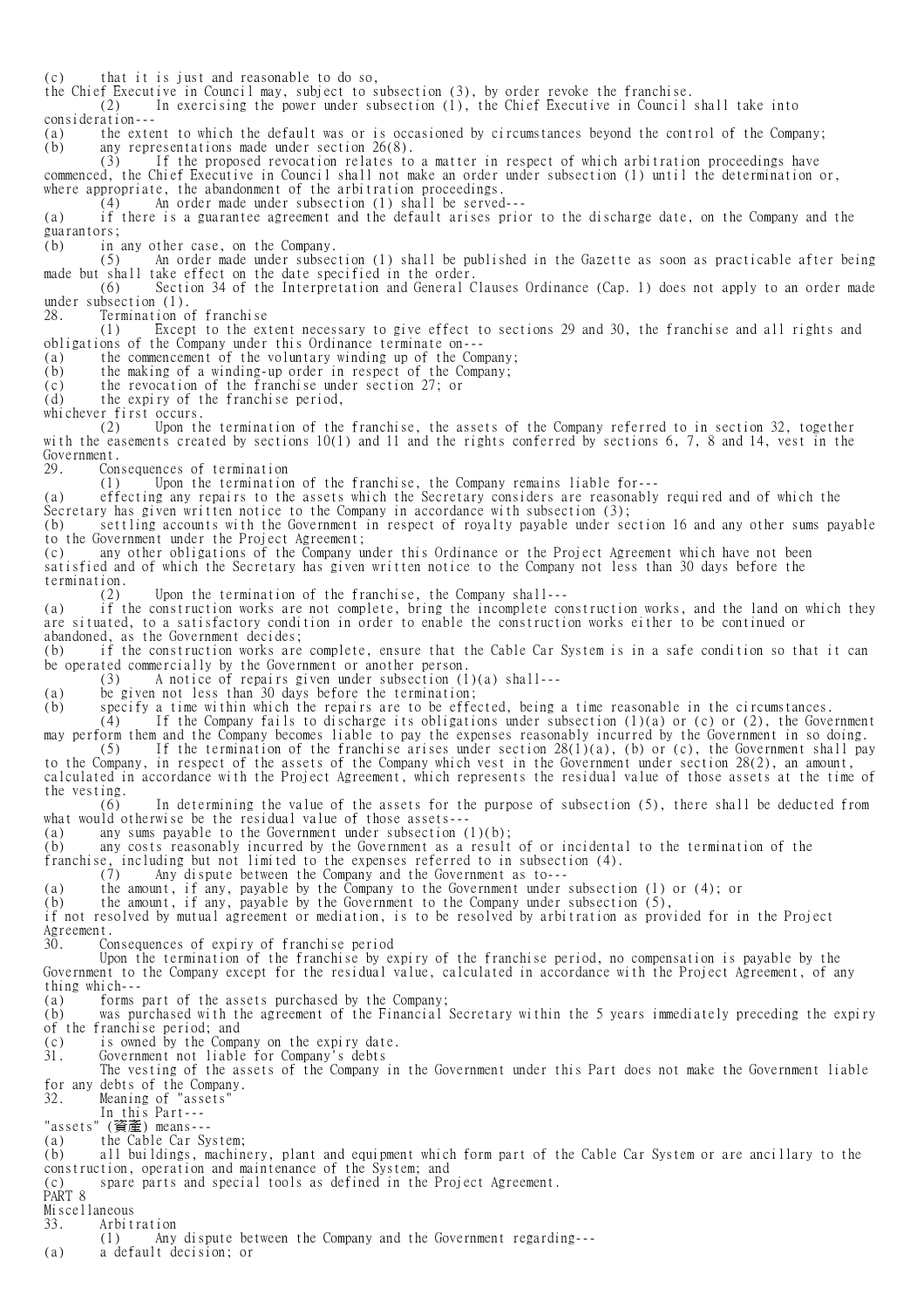(c) that it is just and reasonable to do so,

the Chief Executive in Council may, subject to subsection (3), by order revoke the franchise.

(2) In exercising the power under subsection (1), the Chief Executive in Council shall take into consideration---

(a) the extent to which the default was or is occasioned by circumstances beyond the control of the Company;

(b) any representations made under section 26(8).

(3) If the proposed revocation relates to a matter in respect of which arbitration proceedings have commenced, the Chief Executive in Council shall not make an order under subsection (1) until the determination or, where appropriate, the abandonment of the arbitration proceedings.

(4) An order made under subsection (1) shall be served---

(a) if there is a guarantee agreement and the default arises prior to the discharge date, on the Company and the guarantors;

(b) in any other case, on the Company.

(5) An order made under subsection (1) shall be published in the Gazette as soon as practicable after being made but shall take effect on the date specified in the order.

(6) Section 34 of the Interpretation and General Clauses Ordinance (Cap. 1) does not apply to an order made under subsection (1).

## 28. Termination of franchise

(1) Except to the extent necessary to give effect to sections 29 and 30, the franchise and all rights and obligations of the Company under this Ordinance terminate on---

(a) the commencement of the voluntary winding up of the Company;

(b) the making of a winding-up order in respect of the Company;

(c) the revocation of the franchise under section 27; or

(d) the expiry of the franchise period,

whichever first occurs.

(2) Upon the termination of the franchise, the assets of the Company referred to in section 32, together with the easements created by sections 10(1) and 11 and the rights conferred by sections 6, 7, 8 and 14, vest in the Government.

## 29. Consequences of termination

(1) Upon the termination of the franchise, the Company remains liable for---

(a) effecting any repairs to the assets which the Secretary considers are reasonably required and of which the Secretary has given written notice to the Company in accordance with subsection (3);

(b) settling accounts with the Government in respect of royalty payable under section 16 and any other sums payable to the Government under the Project Agreement;

(c) any other obligations of the Company under this Ordinance or the Project Agreement which have not been satisfied and of which the Secretary has given written notice to the Company not less than 30 days before the termination.

(2) Upon the termination of the franchise, the Company shall---

(a) if the construction works are not complete, bring the incomplete construction works, and the land on which they are situated, to a satisfactory condition in order to enable the construction works either to be continued or abandoned, as the Government decides;

(b) if the construction works are complete, ensure that the Cable Car System is in a safe condition so that it can be operated commercially by the Government or another person.

(3) A notice of repairs given under subsection (1)(a) shall---

(a) be given not less than 30 days before the termination;

(b) specify a time within which the repairs are to be effected, being a time reasonable in the circumstances.

(4) If the Company fails to discharge its obligations under subsection (1)(a) or (c) or (2), the Government may perform them and the Company becomes liable to pay the expenses reasonably incurred by the Government in so doing.

(5) If the termination of the franchise arises under section 28(1)(a), (b) or (c), the Government shall pay to the Company, in respect of the assets of the Company which vest in the Government under section 28(2), an amount, calculated in accordance with the Project Agreement, which represents the residual value of those assets at the time of the vesting.

(6) In determining the value of the assets for the purpose of subsection (5), there shall be deducted from what would otherwise be the residual value of those assets---

(a) any sums payable to the Government under subsection (1)(b);

(b) any costs reasonably incurred by the Government as a result of or incidental to the termination of the franchise, including but not limited to the expenses referred to in subsection (4).

(7) Any dispute between the Company and the Government as to---

(a) the amount, if any, payable by the Company to the Government under subsection (1) or (4); or

(b) the amount, if any, payable by the Government to the Company under subsection (5),

if not resolved by mutual agreement or mediation, is to be resolved by arbitration as provided for in the Project Agreement.

## 30. Consequences of expiry of franchise period

Upon the termination of the franchise by expiry of the franchise period, no compensation is payable by the Government to the Company except for the residual value, calculated in accordance with the Project Agreement, of any thing which---

(a) forms part of the assets purchased by the Company;

(b) was purchased with the agreement of the Financial Secretary within the 5 years immediately preceding the expiry of the franchise period; and

(c) is owned by the Company on the expiry date.

## 31. Government not liable for Company's debts

The vesting of the assets of the Company in the Government under this Part does not make the Government liable for any debts of the Company.

## 32. Meaning of "assets"

In this Part---

"assets" (資產) means---

(a) the Cable Car System;

(b) all buildings, machinery, plant and equipment which form part of the Cable Car System or are ancillary to the construction, operation and maintenance of the System; and

(c) spare parts and special tools as defined in the Project Agreement.

# PART 8

# Miscellaneous

## 33. Arbitration

(1) Any dispute between the Company and the Government regarding---

(a) a default decision; or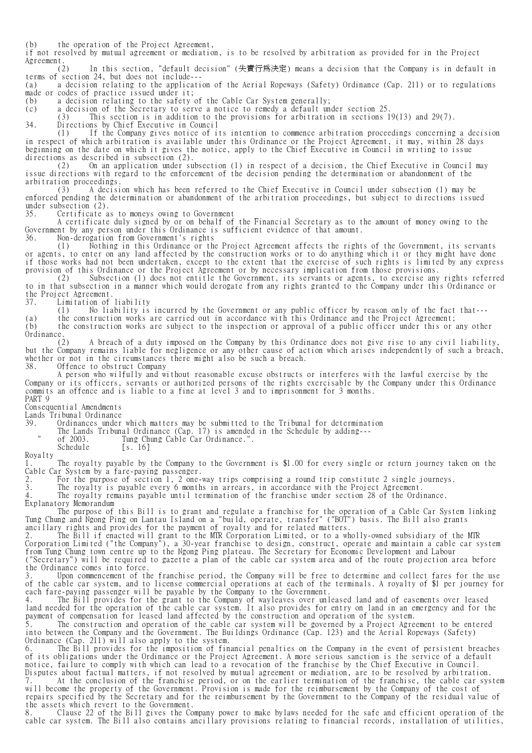(b) the operation of the Project Agreement,

if not resolved by mutual agreement or mediation, is to be resolved by arbitration as provided for in the Project Agreement.

(2) In this section, "default decision" (失責行爲決定) means a decision that the Company is in default in terms of section 24, but does not include---

(a) a decision relating to the application of the Aerial Ropeways (Safety) Ordinance (Cap. 211) or to regulations made or codes of practice issued under it;

(b) a decision relating to the safety of the Cable Car System generally;

(c) a decision of the Secretary to serve a notice to remedy a default under section 25.

(3) This section is in addition to the provisions for arbitration in sections 19(13) and 29(7).

34. Directions by Chief Executive in Council

(1) If the Company gives notice of its intention to commence arbitration proceedings concerning a decision in respect of which arbitration is available under this Ordinance or the Project Agreement, it may, within 28 days beginning on the date on which it gives the notice, apply to the Chief Executive in Council in writing to issue directions as described in subsection (2).

(2) On an application under subsection (1) in respect of a decision, the Chief Executive in Council may issue directions with regard to the enforcement of the decision pending the determination or abandonment of the arbitration proceedings.

(3) A decision which has been referred to the Chief Executive in Council under subsection (1) may be enforced pending the determination or abandonment of the arbitration proceedings, but subject to directions issued under subsection (2).

35. Certificate as to moneys owing to Government

A certificate duly signed by or on behalf of the Financial Secretary as to the amount of money owing to the Government by any person under this Ordinance is sufficient evidence of that amount.

36. Non-derogation from Government's rights

(1) Nothing in this Ordinance or the Project Agreement affects the rights of the Government, its servants or agents, to enter on any land affected by the construction works or to do anything which it or they might have done if those works had not been undertaken, except to the extent that the exercise of such rights is limited by any express provision of this Ordinance or the Project Agreement or by necessary implication from those provisions.

(2) Subsection (1) does not entitle the Government, its servants or agents, to exercise any rights referred to in that subsection in a manner which would derogate from any rights granted to the Company under this Ordinance or the Project Agreement.

37. Limitation of liability

(1) No liability is incurred by the Government or any public officer by reason only of the fact that---

(a) the construction works are carried out in accordance with this Ordinance and the Project Agreement;

(b) the construction works are subject to the inspection or approval of a public officer under this or any other Ordinance.

(2) A breach of a duty imposed on the Company by this Ordinance does not give rise to any civil liability, but the Company remains liable for negligence or any other cause of action which arises independently of such a breach, whether or not in the circumstances there might also be such a breach.

38. Offence to obstruct Company

A person who wilfully and without reasonable excuse obstructs or interferes with the lawful exercise by the Company or its officers, servants or authorized persons of the rights exercisable by the Company under this Ordinance commits an offence and is liable to a fine at level 3 and to imprisonment for 3 months.

## PART 9

## Consequential Amendments

### Lands Tribunal Ordinance

39. Ordinances under which matters may be submitted to the Tribunal for determination

The Lands Tribunal Ordinance (Cap. 17) is amended in the Schedule by adding---

" of 2003. Tung Chung Cable Car Ordinance.".

## Schedule [s. 16]

## Royalty

1. The royalty payable by the Company to the Government is $1.00 for every single or return journey taken on the Cable Car System by a fare-paying passenger.

2. For the purpose of section 1, 2 one-way trips comprising a round trip constitute 2 single journeys.

3. The royalty is payable every 6 months in arrears, in accordance with the Project Agreement.

4. The royalty remains payable until termination of the franchise under section 28 of the Ordinance.

## Explanatory Memorandum

The purpose of this Bill is to grant and regulate a franchise for the operation of a Cable Car System linking Tung Chung and Ngong Ping on Lantau Island on a "build, operate, transfer" ("BOT") basis. The Bill also grants ancillary rights and provides for the payment of royalty and for related matters.

2. The Bill if enacted will grant to the MTR Corporation Limited, or to a wholly-owned subsidiary of the MTR Corporation Limited ("the Company"), a 30-year franchise to design, construct, operate and maintain a cable car system from Tung Chung town centre up to the Ngong Ping plateau. The Secretary for Economic Development and Labour ("Secretary") will be required to gazette a plan of the cable car system area and of the route projection area before the Ordinance comes into force.

3. Upon commencement of the franchise period, the Company will be free to determine and collect fares for the use of the cable car system, and to license commercial operations at each of the terminals. A royalty of $1 per journey for each fare-paying passenger will be payable by the Company to the Government.

4. The Bill provides for the grant to the Company of wayleaves over unleased land and of easements over leased land needed for the operation of the cable car system. It also provides for entry on land in an emergency and for the payment of compensation for leased land affected by the construction and operation of the system.

5. The construction and operation of the cable car system will be governed by a Project Agreement to be entered into between the Company and the Government. The Buildings Ordinance (Cap. 123) and the Aerial Ropeways (Safety) Ordinance (Cap. 211) will also apply to the system.

6. The Bill provides for the imposition of financial penalties on the Company in the event of persistent breaches of its obligations under the Ordinance or the Project Agreement. A more serious sanction is the service of a default notice, failure to comply with which can lead to a revocation of the franchise by the Chief Executive in Council. Disputes about factual matters, if not resolved by mutual agreement or mediation, are to be resolved by arbitration.

7. At the conclusion of the franchise period, or on the earlier termination of the franchise, the cable car system will become the property of the Government. Provision is made for the reimbursement by the Company of the cost of repairs specified by the Secretary and for the reimbursement by the Government to the Company of the residual value of the assets which revert to the Government.

8. Clause 22 of the Bill gives the Company power to make bylaws needed for the safe and efficient operation of the cable car system. The Bill also contains ancillary provisions relating to financial records, installation of utilities,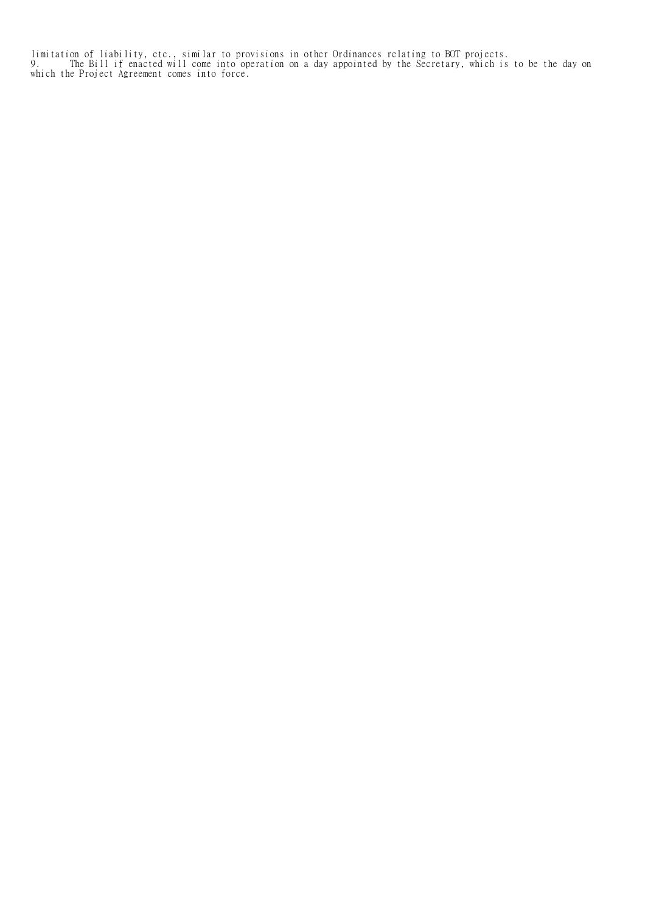limitation of liability, etc., similar to provisions in other Ordinances relating to BOT projects.

9. The Bill if enacted will come into operation on a day appointed by the Secretary, which is to be the day on which the Project Agreement comes into force.